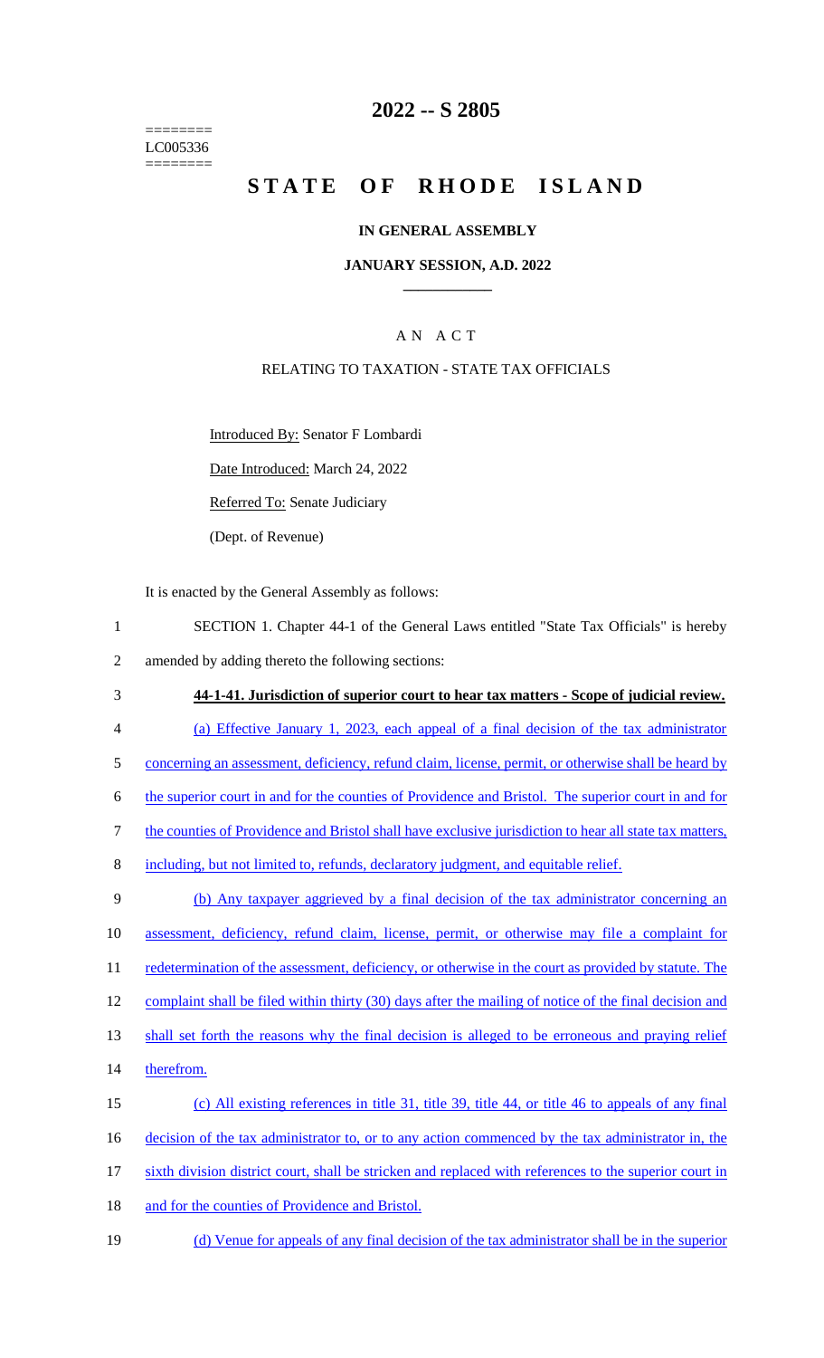========
LC005336
========

# 2022 -- S 2805

# STATE OF RHODE ISLAND

## IN GENERAL ASSEMBLY

### JANUARY SESSION, A.D. 2022

### A N A C T

RELATING TO TAXATION - STATE TAX OFFICIALS

Introduced By: Senator F Lombardi

Date Introduced: March 24, 2022

Referred To: Senate Judiciary

(Dept. of Revenue)

It is enacted by the General Assembly as follows:

1 SECTION 1. Chapter 44-1 of the General Laws entitled "State Tax Officials" is hereby
2 amended by adding thereto the following sections:

3 **44-1-41. Jurisdiction of superior court to hear tax matters - Scope of judicial review.**

4 (a) Effective January 1, 2023, each appeal of a final decision of the tax administrator
5 concerning an assessment, deficiency, refund claim, license, permit, or otherwise shall be heard by
6 the superior court in and for the counties of Providence and Bristol. The superior court in and for
7 the counties of Providence and Bristol shall have exclusive jurisdiction to hear all state tax matters,
8 including, but not limited to, refunds, declaratory judgment, and equitable relief.

9 (b) Any taxpayer aggrieved by a final decision of the tax administrator concerning an
10 assessment, deficiency, refund claim, license, permit, or otherwise may file a complaint for
11 redetermination of the assessment, deficiency, or otherwise in the court as provided by statute. The
12 complaint shall be filed within thirty (30) days after the mailing of notice of the final decision and
13 shall set forth the reasons why the final decision is alleged to be erroneous and praying relief
14 therefrom.

15 (c) All existing references in title 31, title 39, title 44, or title 46 to appeals of any final
16 decision of the tax administrator to, or to any action commenced by the tax administrator in, the
17 sixth division district court, shall be stricken and replaced with references to the superior court in
18 and for the counties of Providence and Bristol.

19 (d) Venue for appeals of any final decision of the tax administrator shall be in the superior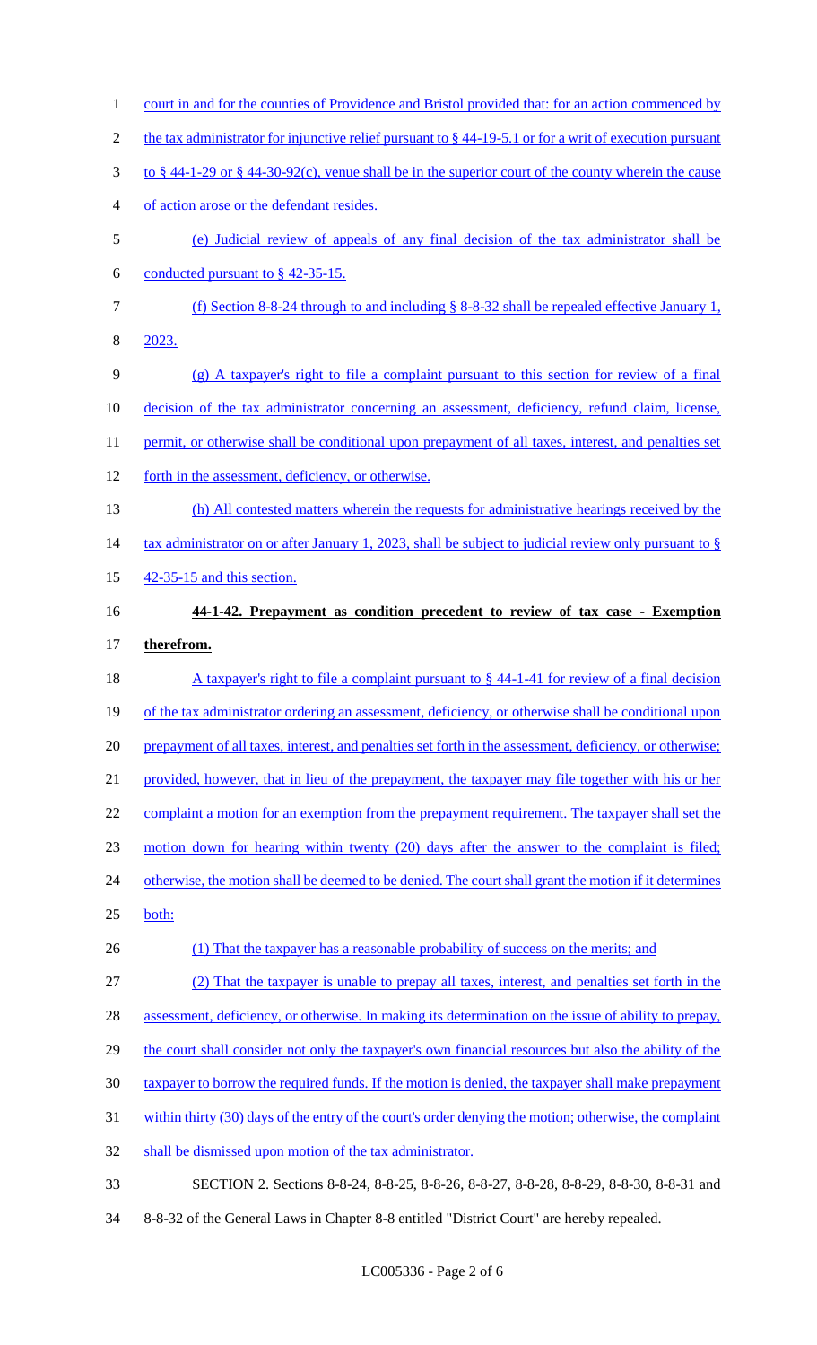court in and for the counties of Providence and Bristol provided that: for an action commenced by the tax administrator for injunctive relief pursuant to § 44-19-5.1 or for a writ of execution pursuant to § 44-1-29 or § 44-30-92(c), venue shall be in the superior court of the county wherein the cause of action arose or the defendant resides.

(e) Judicial review of appeals of any final decision of the tax administrator shall be conducted pursuant to § 42-35-15.

(f) Section 8-8-24 through to and including § 8-8-32 shall be repealed effective January 1, 2023.

(g) A taxpayer's right to file a complaint pursuant to this section for review of a final decision of the tax administrator concerning an assessment, deficiency, refund claim, license, permit, or otherwise shall be conditional upon prepayment of all taxes, interest, and penalties set forth in the assessment, deficiency, or otherwise.

(h) All contested matters wherein the requests for administrative hearings received by the tax administrator on or after January 1, 2023, shall be subject to judicial review only pursuant to § 42-35-15 and this section.

**44-1-42. Prepayment as condition precedent to review of tax case - Exemption therefrom.**

A taxpayer's right to file a complaint pursuant to § 44-1-41 for review of a final decision of the tax administrator ordering an assessment, deficiency, or otherwise shall be conditional upon prepayment of all taxes, interest, and penalties set forth in the assessment, deficiency, or otherwise; provided, however, that in lieu of the prepayment, the taxpayer may file together with his or her complaint a motion for an exemption from the prepayment requirement. The taxpayer shall set the motion down for hearing within twenty (20) days after the answer to the complaint is filed; otherwise, the motion shall be deemed to be denied. The court shall grant the motion if it determines both:

(1) That the taxpayer has a reasonable probability of success on the merits; and

(2) That the taxpayer is unable to prepay all taxes, interest, and penalties set forth in the assessment, deficiency, or otherwise. In making its determination on the issue of ability to prepay, the court shall consider not only the taxpayer's own financial resources but also the ability of the taxpayer to borrow the required funds. If the motion is denied, the taxpayer shall make prepayment within thirty (30) days of the entry of the court's order denying the motion; otherwise, the complaint shall be dismissed upon motion of the tax administrator.

SECTION 2. Sections 8-8-24, 8-8-25, 8-8-26, 8-8-27, 8-8-28, 8-8-29, 8-8-30, 8-8-31 and 8-8-32 of the General Laws in Chapter 8-8 entitled "District Court" are hereby repealed.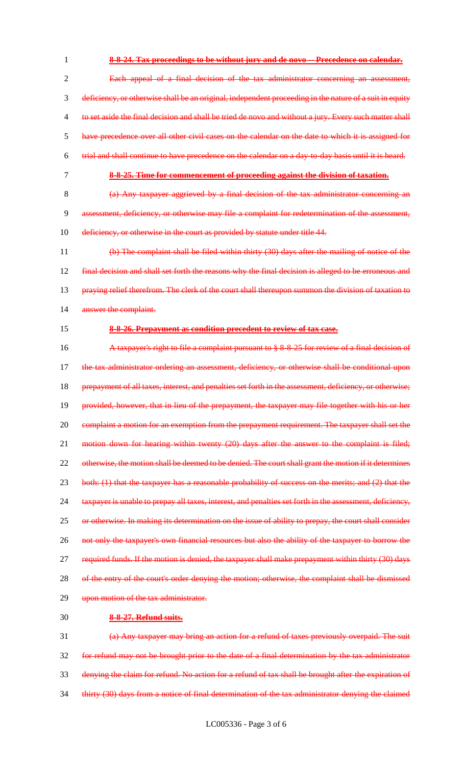~~**8-8-24. Tax proceedings to be without jury and de novo -- Precedence on calendar.**~~

~~Each appeal of a final decision of the tax administrator concerning an assessment, deficiency, or otherwise shall be an original, independent proceeding in the nature of a suit in equity to set aside the final decision and shall be tried de novo and without a jury. Every such matter shall have precedence over all other civil cases on the calendar on the date to which it is assigned for trial and shall continue to have precedence on the calendar on a day-to-day basis until it is heard.~~

~~**8-8-25. Time for commencement of proceeding against the division of taxation.**~~

~~(a) Any taxpayer aggrieved by a final decision of the tax administrator concerning an assessment, deficiency, or otherwise may file a complaint for redetermination of the assessment, deficiency, or otherwise in the court as provided by statute under title 44.~~

~~(b) The complaint shall be filed within thirty (30) days after the mailing of notice of the final decision and shall set forth the reasons why the final decision is alleged to be erroneous and praying relief therefrom. The clerk of the court shall thereupon summon the division of taxation to answer the complaint.~~

~~**8-8-26. Prepayment as condition precedent to review of tax case.**~~

~~A taxpayer's right to file a complaint pursuant to § 8-8-25 for review of a final decision of the tax administrator ordering an assessment, deficiency, or otherwise shall be conditional upon prepayment of all taxes, interest, and penalties set forth in the assessment, deficiency, or otherwise; provided, however, that in lieu of the prepayment, the taxpayer may file together with his or her complaint a motion for an exemption from the prepayment requirement. The taxpayer shall set the motion down for hearing within twenty (20) days after the answer to the complaint is filed; otherwise, the motion shall be deemed to be denied. The court shall grant the motion if it determines both: (1) that the taxpayer has a reasonable probability of success on the merits; and (2) that the taxpayer is unable to prepay all taxes, interest, and penalties set forth in the assessment, deficiency, or otherwise. In making its determination on the issue of ability to prepay, the court shall consider not only the taxpayer's own financial resources but also the ability of the taxpayer to borrow the required funds. If the motion is denied, the taxpayer shall make prepayment within thirty (30) days of the entry of the court's order denying the motion; otherwise, the complaint shall be dismissed upon motion of the tax administrator.~~

~~**8-8-27. Refund suits.**~~

~~(a) Any taxpayer may bring an action for a refund of taxes previously overpaid. The suit for refund may not be brought prior to the date of a final determination by the tax administrator denying the claim for refund. No action for a refund of tax shall be brought after the expiration of thirty (30) days from a notice of final determination of the tax administrator denying the claimed~~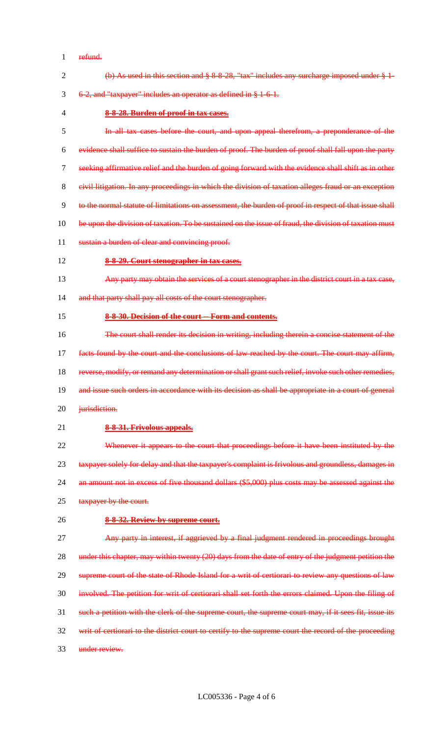refund.

(b) As used in this section and § 8-8-28, "tax" includes any surcharge imposed under § 1-6-2, and "taxpayer" includes an operator as defined in § 1-6-1.

**8-8-28. Burden of proof in tax cases.**

In all tax cases before the court, and upon appeal therefrom, a preponderance of the evidence shall suffice to sustain the burden of proof. The burden of proof shall fall upon the party seeking affirmative relief and the burden of going forward with the evidence shall shift as in other civil litigation. In any proceedings in which the division of taxation alleges fraud or an exception to the normal statute of limitations on assessment, the burden of proof in respect of that issue shall be upon the division of taxation. To be sustained on the issue of fraud, the division of taxation must sustain a burden of clear and convincing proof.

**8-8-29. Court stenographer in tax cases.**

Any party may obtain the services of a court stenographer in the district court in a tax case, and that party shall pay all costs of the court stenographer.

**8-8-30. Decision of the court -- Form and contents.**

The court shall render its decision in writing, including therein a concise statement of the facts found by the court and the conclusions of law reached by the court. The court may affirm, reverse, modify, or remand any determination or shall grant such relief, invoke such other remedies, and issue such orders in accordance with its decision as shall be appropriate in a court of general jurisdiction.

**8-8-31. Frivolous appeals.**

Whenever it appears to the court that proceedings before it have been instituted by the taxpayer solely for delay and that the taxpayer's complaint is frivolous and groundless, damages in an amount not in excess of five thousand dollars ($5,000) plus costs may be assessed against the taxpayer by the court.

**8-8-32. Review by supreme court.**

Any party in interest, if aggrieved by a final judgment rendered in proceedings brought under this chapter, may within twenty (20) days from the date of entry of the judgment petition the supreme court of the state of Rhode Island for a writ of certiorari to review any questions of law involved. The petition for writ of certiorari shall set forth the errors claimed. Upon the filing of such a petition with the clerk of the supreme court, the supreme court may, if it sees fit, issue its writ of certiorari to the district court to certify to the supreme court the record of the proceeding under review.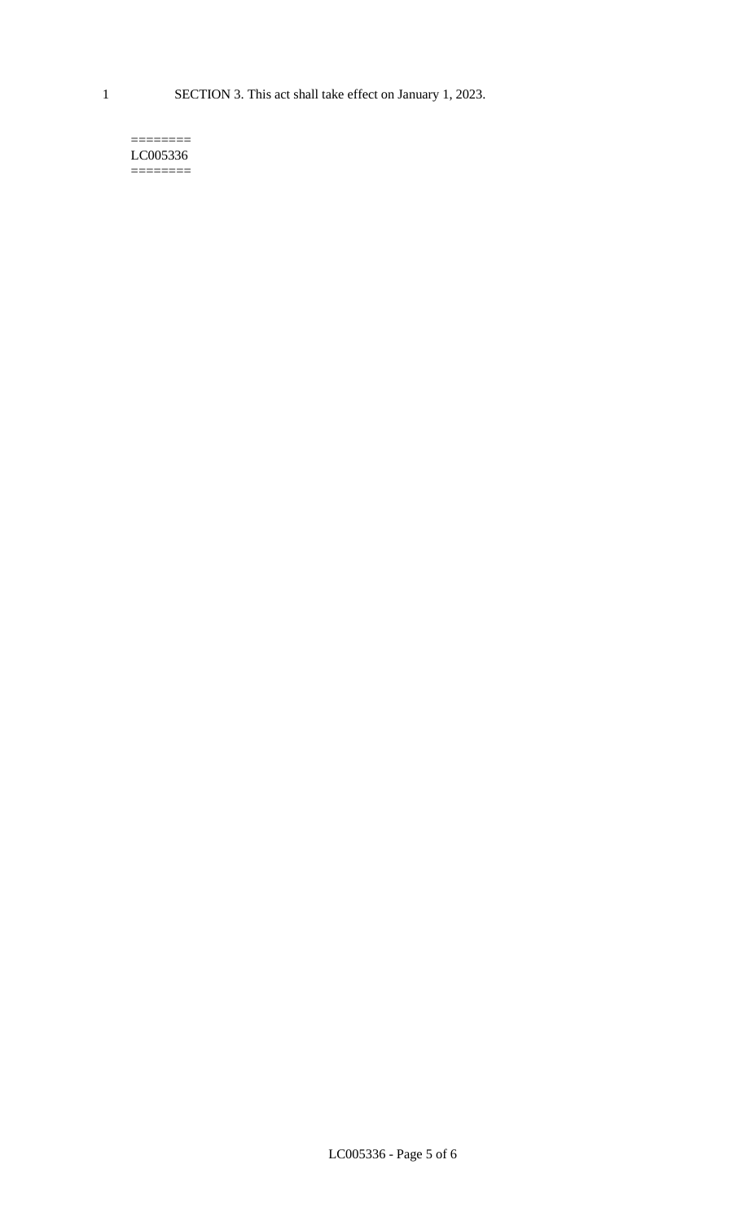SECTION 3. This act shall take effect on January 1, 2023.

========
LC005336
========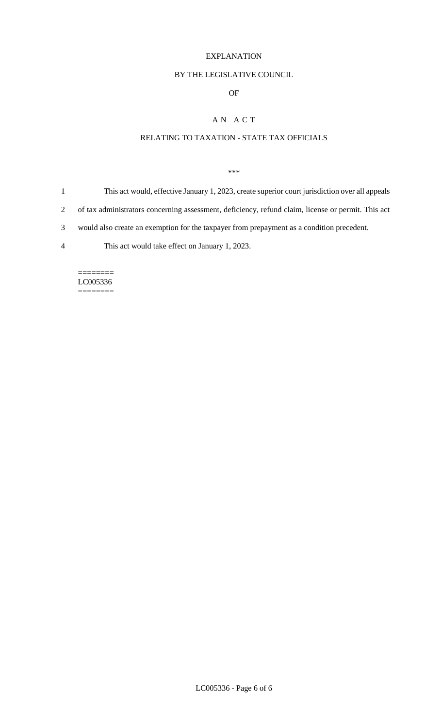EXPLANATION

BY THE LEGISLATIVE COUNCIL

OF

A N A C T

RELATING TO TAXATION - STATE TAX OFFICIALS

\*\*\*

1 This act would, effective January 1, 2023, create superior court jurisdiction over all appeals
2 of tax administrators concerning assessment, deficiency, refund claim, license or permit. This act
3 would also create an exemption for the taxpayer from prepayment as a condition precedent.
4 This act would take effect on January 1, 2023.

========
LC005336
========